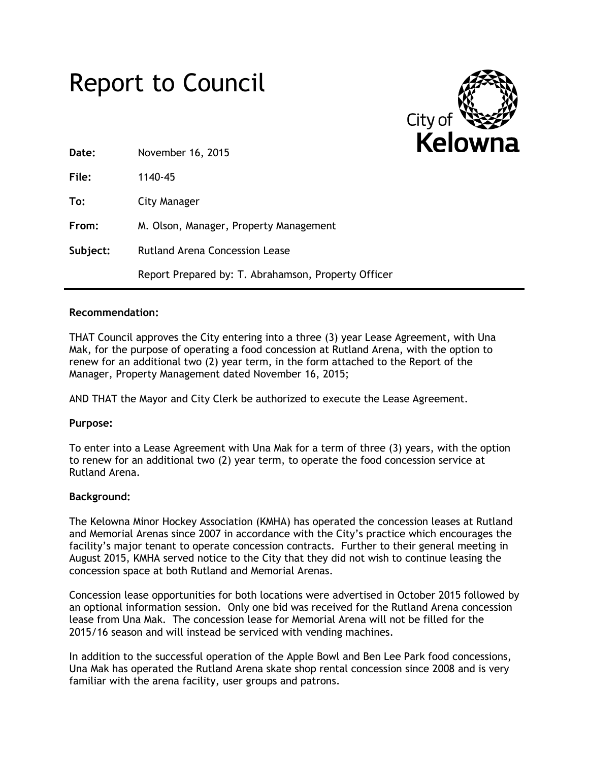# Report to Council

City of Kelowna

**Date:** November 16, 2015

**File:** 1140-45

**To:** City Manager

**From:** M. Olson, Manager, Property Management

**Subject:** Rutland Arena Concession Lease

Report Prepared by: T. Abrahamson, Property Officer

---

**Recommendation:**

THAT Council approves the City entering into a three (3) year Lease Agreement, with Una Mak, for the purpose of operating a food concession at Rutland Arena, with the option to renew for an additional two (2) year term, in the form attached to the Report of the Manager, Property Management dated November 16, 2015;

AND THAT the Mayor and City Clerk be authorized to execute the Lease Agreement.

**Purpose:**

To enter into a Lease Agreement with Una Mak for a term of three (3) years, with the option to renew for an additional two (2) year term, to operate the food concession service at Rutland Arena.

**Background:**

The Kelowna Minor Hockey Association (KMHA) has operated the concession leases at Rutland and Memorial Arenas since 2007 in accordance with the City's practice which encourages the facility's major tenant to operate concession contracts. Further to their general meeting in August 2015, KMHA served notice to the City that they did not wish to continue leasing the concession space at both Rutland and Memorial Arenas.

Concession lease opportunities for both locations were advertised in October 2015 followed by an optional information session. Only one bid was received for the Rutland Arena concession lease from Una Mak. The concession lease for Memorial Arena will not be filled for the 2015/16 season and will instead be serviced with vending machines.

In addition to the successful operation of the Apple Bowl and Ben Lee Park food concessions, Una Mak has operated the Rutland Arena skate shop rental concession since 2008 and is very familiar with the arena facility, user groups and patrons.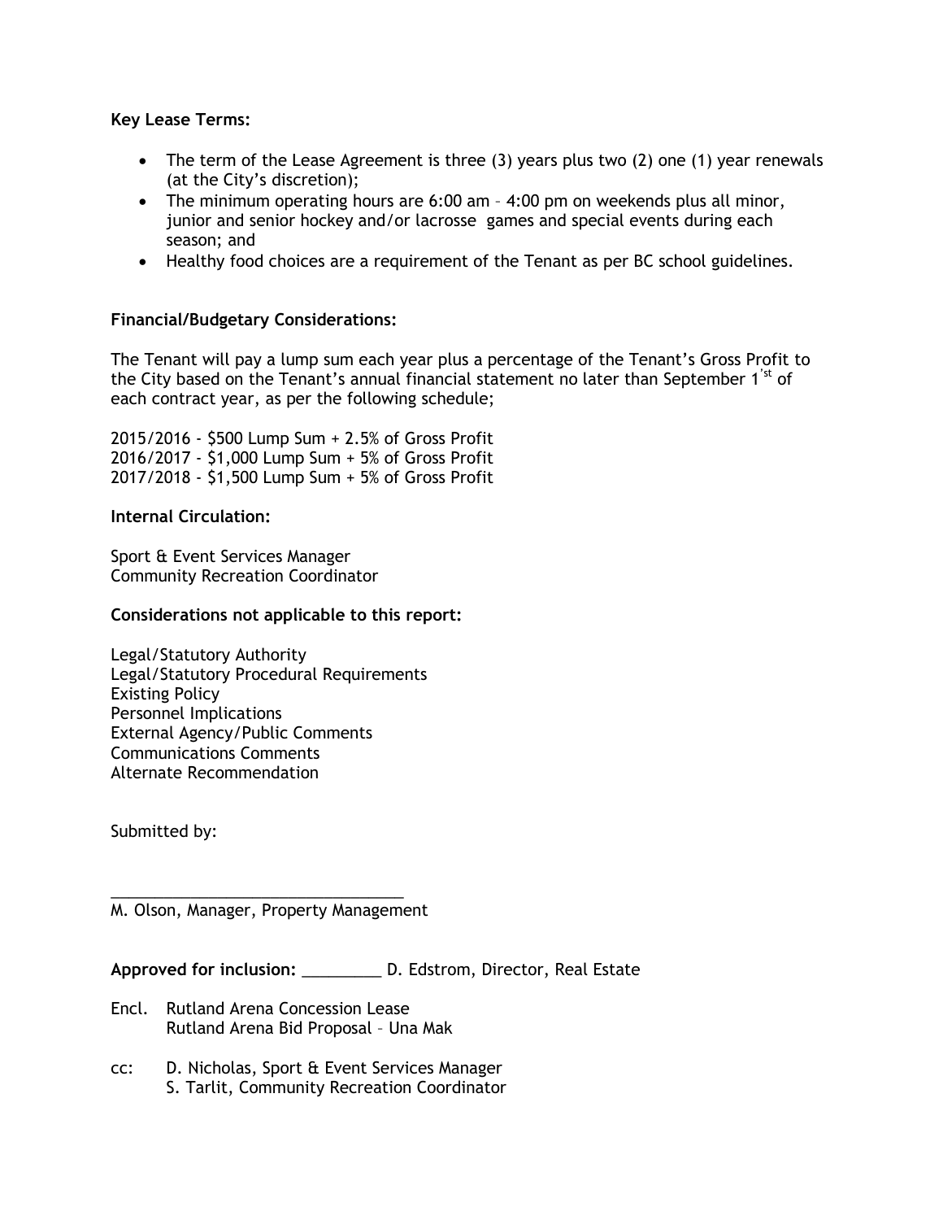**Key Lease Terms:**

- The term of the Lease Agreement is three (3) years plus two (2) one (1) year renewals (at the City's discretion);
- The minimum operating hours are 6:00 am – 4:00 pm on weekends plus all minor, junior and senior hockey and/or lacrosse games and special events during each season; and
- Healthy food choices are a requirement of the Tenant as per BC school guidelines.

**Financial/Budgetary Considerations:**

The Tenant will pay a lump sum each year plus a percentage of the Tenant's Gross Profit to the City based on the Tenant's annual financial statement no later than September 1'st of each contract year, as per the following schedule;

2015/2016 - $500 Lump Sum + 2.5% of Gross Profit
2016/2017 - $1,000 Lump Sum + 5% of Gross Profit
2017/2018 - $1,500 Lump Sum + 5% of Gross Profit

**Internal Circulation:**

Sport & Event Services Manager
Community Recreation Coordinator

**Considerations not applicable to this report:**

Legal/Statutory Authority
Legal/Statutory Procedural Requirements
Existing Policy
Personnel Implications
External Agency/Public Comments
Communications Comments
Alternate Recommendation

Submitted by:

\_\_\_\_\_\_\_\_\_\_\_\_\_\_\_\_\_\_\_\_\_\_\_\_\_\_\_\_\_\_\_\_\_\_
M. Olson, Manager, Property Management

**Approved for inclusion:** \_\_\_\_\_\_\_\_\_ D. Edstrom, Director, Real Estate

Encl. Rutland Arena Concession Lease
Rutland Arena Bid Proposal – Una Mak

cc: D. Nicholas, Sport & Event Services Manager
S. Tarlit, Community Recreation Coordinator